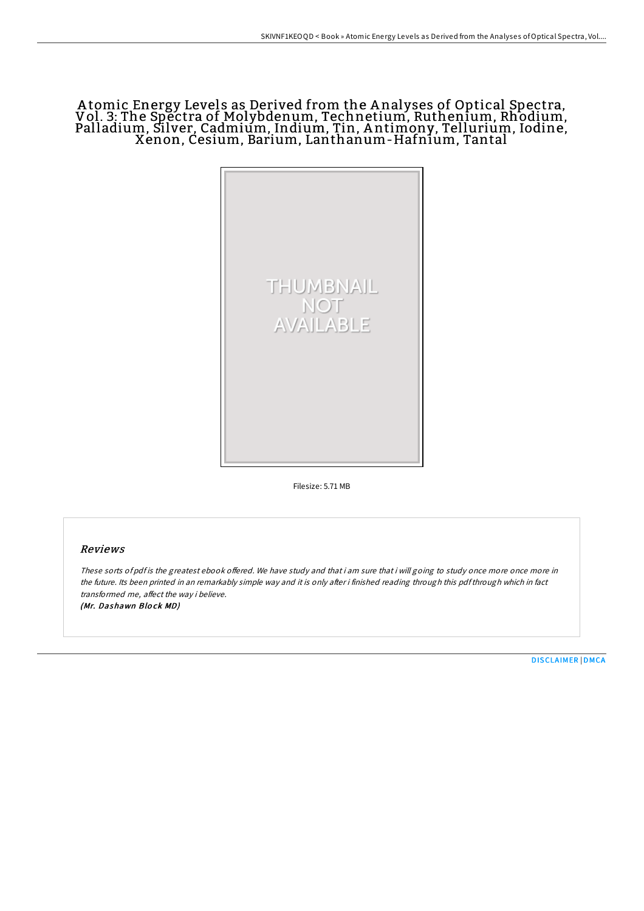# Atomic Energy Levels as Derived from the Analyses of Optical Spectra, Vol. 3: The Spectra of Molybdenum, Technetium, Ruthenium, Rhodium, Palladium, Silver, Cadmium, Indium, Tin, Antimony, Tellurium, Iodine, Xenon, Cesium, Barium, Lanthanum-Hafnium, Tantal

THUMBNAIL NOT AVAILABLE

Filesize: 5.71 MB

## Reviews

*These sorts of pdf is the greatest ebook offered. We have study and that i am sure that i will going to study once more once more in the future. Its been printed in an remarkably simple way and it is only after i finished reading through this pdf through which in fact transformed me, affect the way i believe.*

***(Mr. Dashawn Block MD)***

DISCLAIMER | DMCA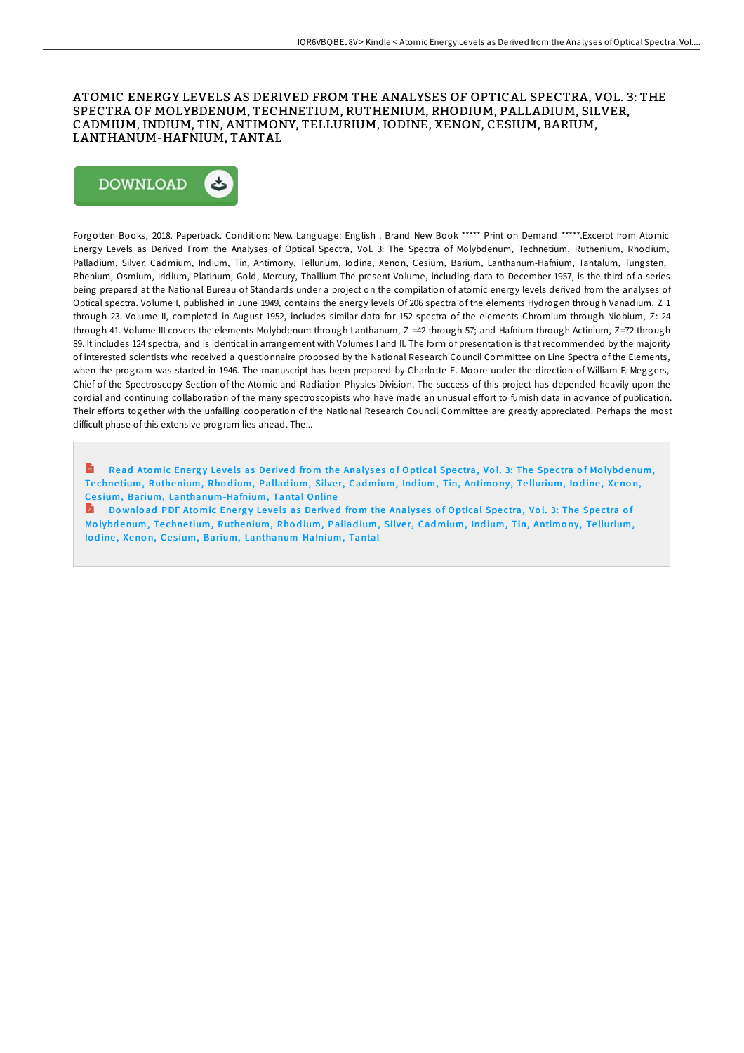# ATOMIC ENERGY LEVELS AS DERIVED FROM THE ANALYSES OF OPTICAL SPECTRA, VOL. 3: THE SPECTRA OF MOLYBDENUM, TECHNETIUM, RUTHENIUM, RHODIUM, PALLADIUM, SILVER, CADMIUM, INDIUM, TIN, ANTIMONY, TELLURIUM, IODINE, XENON, CESIUM, BARIUM, LANTHANUM-HAFNIUM, TANTAL

DOWNLOAD

Forgotten Books, 2018. Paperback. Condition: New. Language: English . Brand New Book ***** Print on Demand *****.Excerpt from Atomic Energy Levels as Derived From the Analyses of Optical Spectra, Vol. 3: The Spectra of Molybdenum, Technetium, Ruthenium, Rhodium, Palladium, Silver, Cadmium, Indium, Tin, Antimony, Tellurium, Iodine, Xenon, Cesium, Barium, Lanthanum-Hafnium, Tantalum, Tungsten, Rhenium, Osmium, Iridium, Platinum, Gold, Mercury, Thallium The present Volume, including data to December 1957, is the third of a series being prepared at the National Bureau of Standards under a project on the compilation of atomic energy levels derived from the analyses of Optical spectra. Volume I, published in June 1949, contains the energy levels Of 206 spectra of the elements Hydrogen through Vanadium, Z 1 through 23. Volume II, completed in August 1952, includes similar data for 152 spectra of the elements Chromium through Niobium, Z: 24 through 41. Volume III covers the elements Molybdenum through Lanthanum, Z =42 through 57; and Hafnium through Actinium, Z=72 through 89. It includes 124 spectra, and is identical in arrangement with Volumes I and II. The form of presentation is that recommended by the majority of interested scientists who received a questionnaire proposed by the National Research Council Committee on Line Spectra of the Elements, when the program was started in 1946. The manuscript has been prepared by Charlotte E. Moore under the direction of William F. Meggers, Chief of the Spectroscopy Section of the Atomic and Radiation Physics Division. The success of this project has depended heavily upon the cordial and continuing collaboration of the many spectroscopists who have made an unusual effort to furnish data in advance of publication. Their efforts together with the unfailing cooperation of the National Research Council Committee are greatly appreciated. Perhaps the most difficult phase of this extensive program lies ahead. The...

Read Atomic Energy Levels as Derived from the Analyses of Optical Spectra, Vol. 3: The Spectra of Molybdenum, Technetium, Ruthenium, Rhodium, Palladium, Silver, Cadmium, Indium, Tin, Antimony, Tellurium, Iodine, Xenon, Cesium, Barium, Lanthanum-Hafnium, Tantal Online

Download PDF Atomic Energy Levels as Derived from the Analyses of Optical Spectra, Vol. 3: The Spectra of Molybdenum, Technetium, Ruthenium, Rhodium, Palladium, Silver, Cadmium, Indium, Tin, Antimony, Tellurium, Iodine, Xenon, Cesium, Barium, Lanthanum-Hafnium, Tantal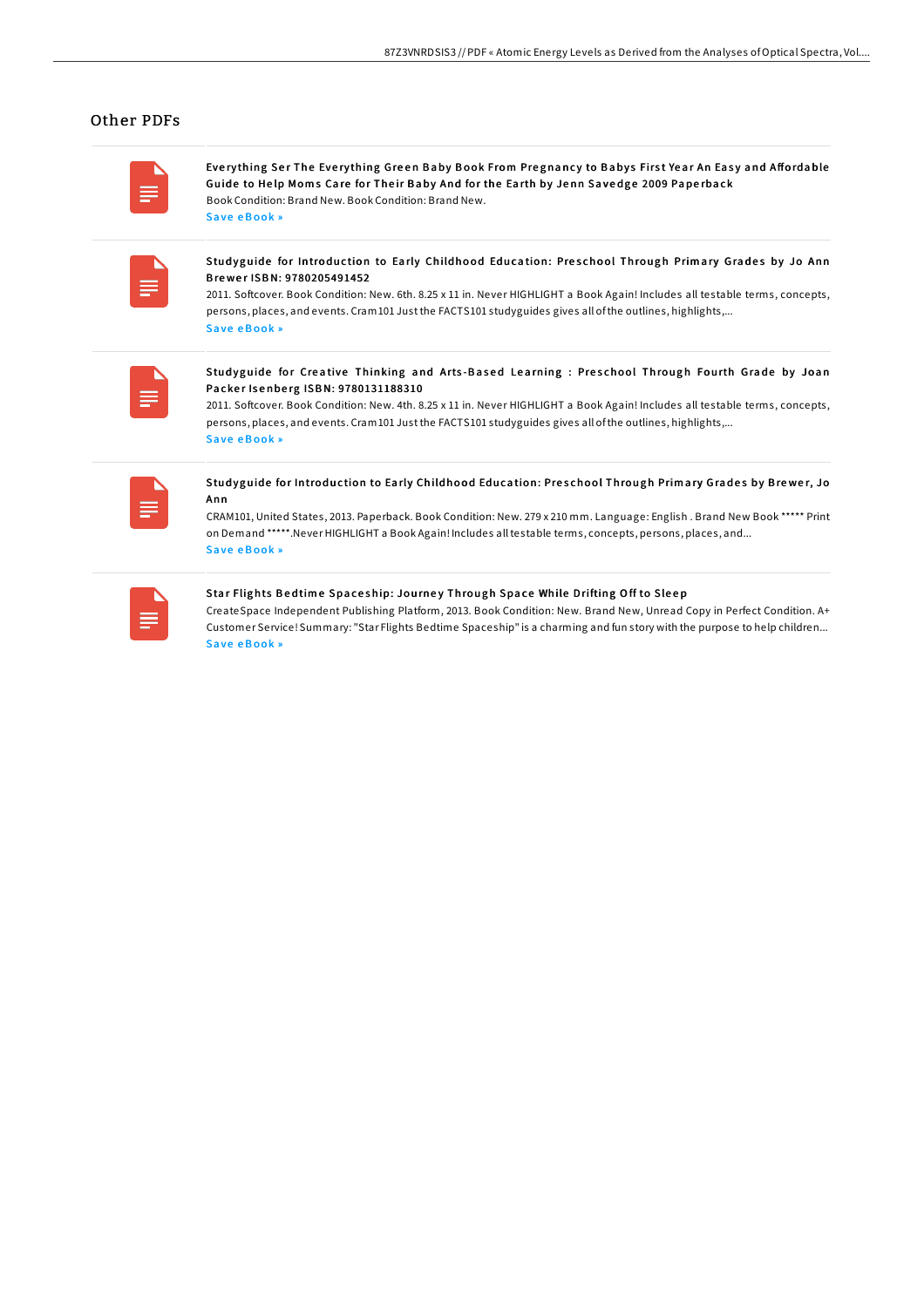## Other PDFs

**Everything Ser The Everything Green Baby Book From Pregnancy to Babys First Year An Easy and Affordable Guide to Help Moms Care for Their Baby And for the Earth by Jenn Savedge 2009 Paperback**

Book Condition: Brand New. Book Condition: Brand New.

Save eBook »

**Studyguide for Introduction to Early Childhood Education: Preschool Through Primary Grades by Jo Ann Brewer ISBN: 9780205491452**

2011. Softcover. Book Condition: New. 6th. 8.25 x 11 in. Never HIGHLIGHT a Book Again! Includes all testable terms, concepts, persons, places, and events. Cram101 Just the FACTS101 studyguides gives all of the outlines, highlights,...

Save eBook »

**Studyguide for Creative Thinking and Arts-Based Learning : Preschool Through Fourth Grade by Joan Packer Isenberg ISBN: 9780131188310**

2011. Softcover. Book Condition: New. 4th. 8.25 x 11 in. Never HIGHLIGHT a Book Again! Includes all testable terms, concepts, persons, places, and events. Cram101 Just the FACTS101 studyguides gives all of the outlines, highlights,...

Save eBook »

**Studyguide for Introduction to Early Childhood Education: Preschool Through Primary Grades by Brewer, Jo Ann**

CRAM101, United States, 2013. Paperback. Book Condition: New. 279 x 210 mm. Language: English . Brand New Book ***** Print on Demand *****.Never HIGHLIGHT a Book Again! Includes all testable terms, concepts, persons, places, and...

Save eBook »

**Star Flights Bedtime Spaceship: Journey Through Space While Drifting Off to Sleep**

CreateSpace Independent Publishing Platform, 2013. Book Condition: New. Brand New, Unread Copy in Perfect Condition. A+ Customer Service! Summary: "Star Flights Bedtime Spaceship" is a charming and fun story with the purpose to help children...

Save eBook »